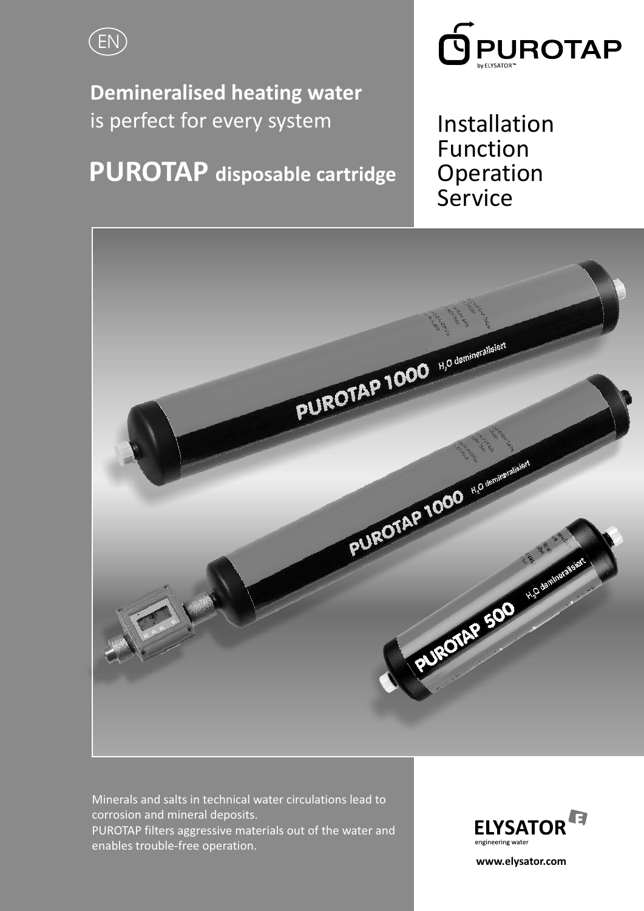EN

**Demineralised heating water**
is perfect for every system

# PUROTAP disposable cartridge

PUROTAP
by ELYSATOR™

Installation
Function
Operation
Service

Minerals and salts in technical water circulations lead to corrosion and mineral deposits.
PUROTAP filters aggressive materials out of the water and enables trouble-free operation.

ELYSATOR
engineering water

**www.elysator.com**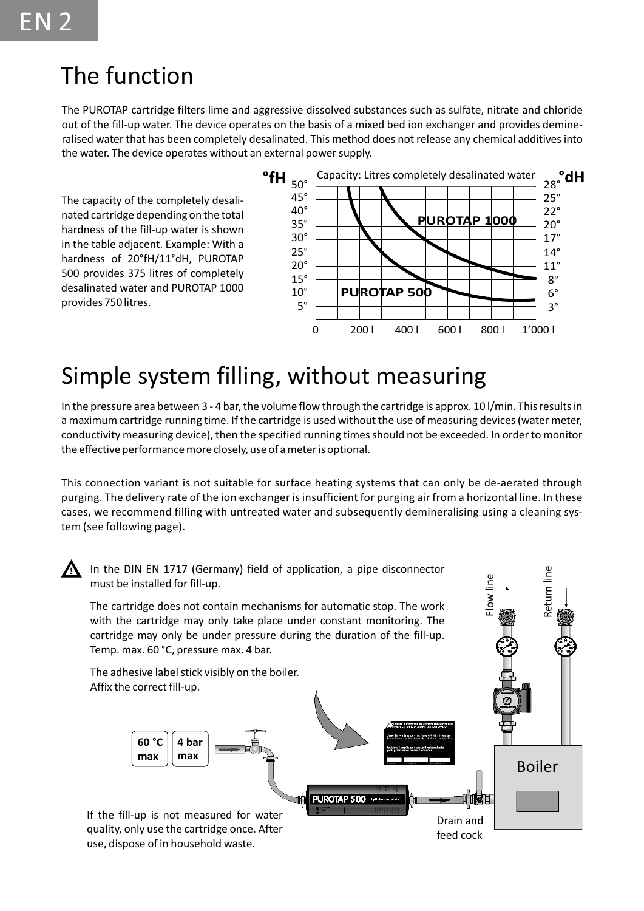# The function

The PUROTAP cartridge filters lime and aggressive dissolved substances such as sulfate, nitrate and chloride out of the fill-up water. The device operates on the basis of a mixed bed ion exchanger and provides demineralised water that has been completely desalinated. This method does not release any chemical additives into the water. The device operates without an external power supply.

The capacity of the completely desalinated cartridge depending on the total hardness of the fill-up water is shown in the table adjacent. Example: With a hardness of 20°fH/11°dH, PUROTAP 500 provides 375 litres of completely desalinated water and PUROTAP 1000 provides 750 litres.

°fH | Capacity: Litres completely desalinated water | °dH

PUROTAP 1000

PUROTAP 500

°fH: 50°, 45°, 40°, 35°, 30°, 25°, 20°, 15°, 10°, 5°

°dH: 28°, 25°, 22°, 20°, 17°, 14°, 11°, 8°, 6°, 3°

0, 200 l, 400 l, 600 l, 800 l, 1'000 l

# Simple system filling, without measuring

In the pressure area between 3 - 4 bar, the volume flow through the cartridge is approx. 10 l/min. This results in a maximum cartridge running time. If the cartridge is used without the use of measuring devices (water meter, conductivity measuring device), then the specified running times should not be exceeded. In order to monitor the effective performance more closely, use of a meter is optional.

This connection variant is not suitable for surface heating systems that can only be de-aerated through purging. The delivery rate of the ion exchanger is insufficient for purging air from a horizontal line. In these cases, we recommend filling with untreated water and subsequently demineralising using a cleaning system (see following page).

In the DIN EN 1717 (Germany) field of application, a pipe disconnector must be installed for fill-up.

The cartridge does not contain mechanisms for automatic stop. The work with the cartridge may only take place under constant monitoring. The cartridge may only be under pressure during the duration of the fill-up. Temp. max. 60 °C, pressure max. 4 bar.

The adhesive label stick visibly on the boiler. Affix the correct fill-up.

Flow line

Return line

**60 °C max**

**4 bar max**

Boiler

If the fill-up is not measured for water quality, only use the cartridge once. After use, dispose of in household waste.

Drain and feed cock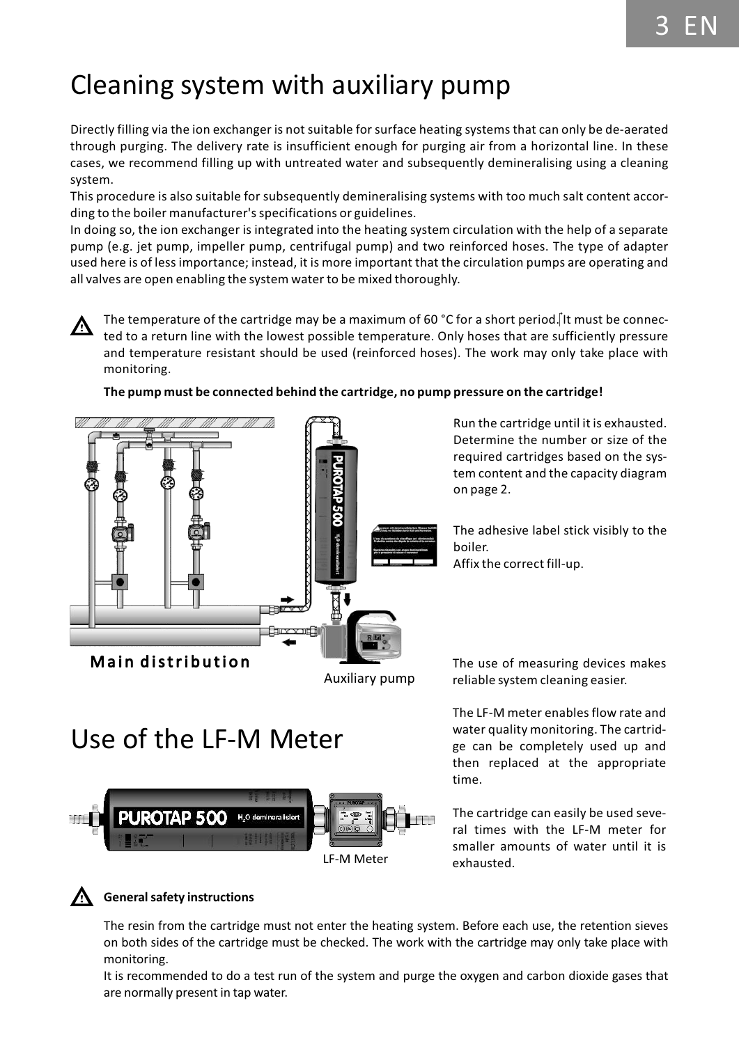# Cleaning system with auxiliary pump

Directly filling via the ion exchanger is not suitable for surface heating systems that can only be de-aerated through purging. The delivery rate is insufficient enough for purging air from a horizontal line. In these cases, we recommend filling up with untreated water and subsequently demineralising using a cleaning system.
This procedure is also suitable for subsequently demineralising systems with too much salt content according to the boiler manufacturer's specifications or guidelines.
In doing so, the ion exchanger is integrated into the heating system circulation with the help of a separate pump (e.g. jet pump, impeller pump, centrifugal pump) and two reinforced hoses. The type of adapter used here is of less importance; instead, it is more important that the circulation pumps are operating and all valves are open enabling the system water to be mixed thoroughly.

⚠ The temperature of the cartridge may be a maximum of 60 °C for a short period. It must be connected to a return line with the lowest possible temperature. Only hoses that are sufficiently pressure and temperature resistant should be used (reinforced hoses). The work may only take place with monitoring.

**The pump must be connected behind the cartridge, no pump pressure on the cartridge!**

Main distribution

Auxiliary pump

Run the cartridge until it is exhausted. Determine the number or size of the required cartridges based on the system content and the capacity diagram on page 2.

The adhesive label stick visibly to the boiler.
Affix the correct fill-up.

The use of measuring devices makes reliable system cleaning easier.

# Use of the LF-M Meter

LF-M Meter

The LF-M meter enables flow rate and water quality monitoring. The cartridge can be completely used up and then replaced at the appropriate time.

The cartridge can easily be used several times with the LF-M meter for smaller amounts of water until it is exhausted.

⚠ **General safety instructions**

The resin from the cartridge must not enter the heating system. Before each use, the retention sieves on both sides of the cartridge must be checked. The work with the cartridge may only take place with monitoring.
It is recommended to do a test run of the system and purge the oxygen and carbon dioxide gases that are normally present in tap water.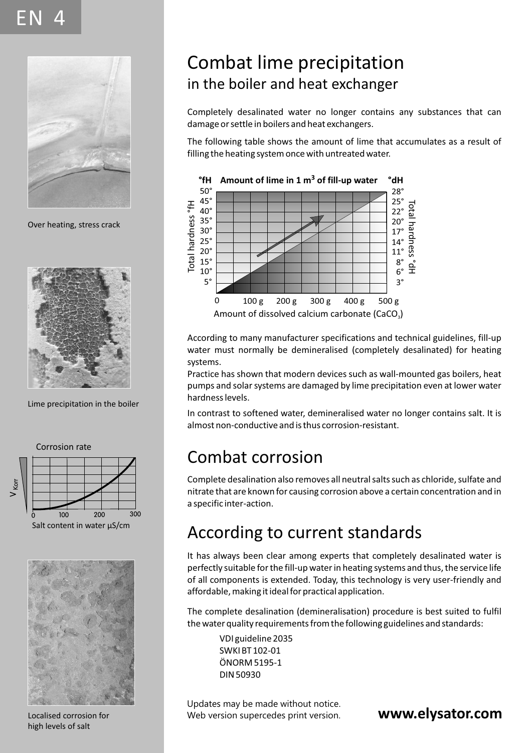Over heating, stress crack

Lime precipitation in the boiler

Corrosion rate

$V_{Korr}$

0 100 200 300

Salt content in water µS/cm

Localised corrosion for high levels of salt

# Combat lime precipitation

## in the boiler and heat exchanger

Completely desalinated water no longer contains any substances that can damage or settle in boilers and heat exchangers.

The following table shows the amount of lime that accumulates as a result of filling the heating system once with untreated water.

°fH Amount of lime in 1 $m^3$ of fill-up water °dH

Total hardness °fH

50° 45° 40° 35° 30° 25° 20° 15° 10° 5°

Total hardness °dH

28° 25° 22° 20° 17° 14° 11° 8° 6° 3°

0 100 g 200 g 300 g 400 g 500 g

Amount of dissolved calcium carbonate ($CaCO_3$)

According to many manufacturer specifications and technical guidelines, fill-up water must normally be demineralised (completely desalinated) for heating systems.

Practice has shown that modern devices such as wall-mounted gas boilers, heat pumps and solar systems are damaged by lime precipitation even at lower water hardness levels.

In contrast to softened water, demineralised water no longer contains salt. It is almost non-conductive and is thus corrosion-resistant.

# Combat corrosion

Complete desalination also removes all neutral salts such as chloride, sulfate and nitrate that are known for causing corrosion above a certain concentration and in a specific inter-action.

# According to current standards

It has always been clear among experts that completely desalinated water is perfectly suitable for the fill-up water in heating systems and thus, the service life of all components is extended. Today, this technology is very user-friendly and affordable, making it ideal for practical application.

The complete desalination (demineralisation) procedure is best suited to fulfil the water quality requirements from the following guidelines and standards:

VDI guideline 2035
SWKI BT 102-01
ÖNORM 5195-1
DIN 50930

Updates may be made without notice.
Web version supercedes print version.

**www.elysator.com**